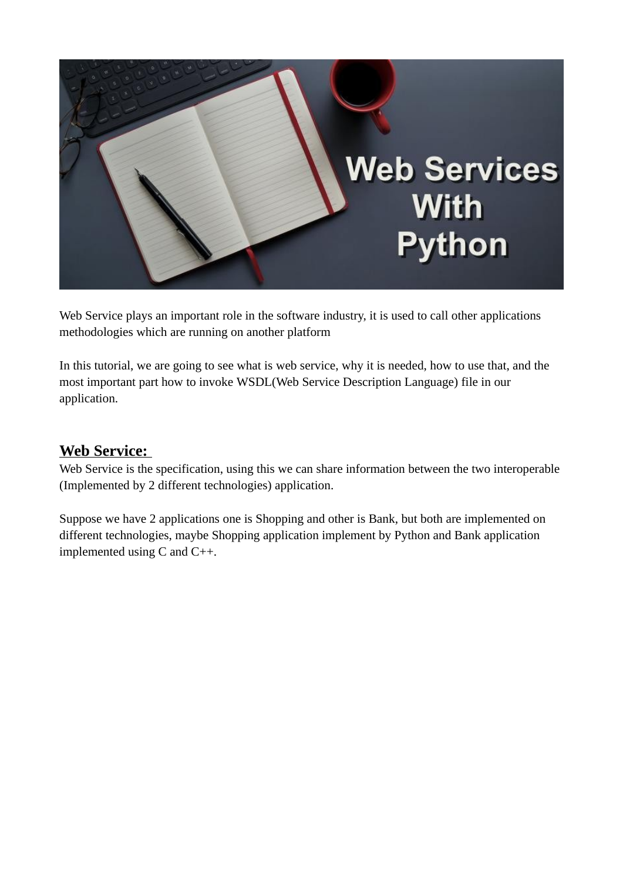Web Service plays an important role in the software industry, it is used to call other applications methodologies which are running on another platform

In this tutorial, we are going to see what is web service, why it is needed, how to use that, and the most important part how to invoke WSDL(Web Service Description Language) file in our application.

## **Web Service:**

Web Service is the specification, using this we can share information between the two interoperable (Implemented by 2 different technologies) application.

Suppose we have 2 applications one is Shopping and other is Bank, but both are implemented on different technologies, maybe Shopping application implement by Python and Bank application implemented using C and C++.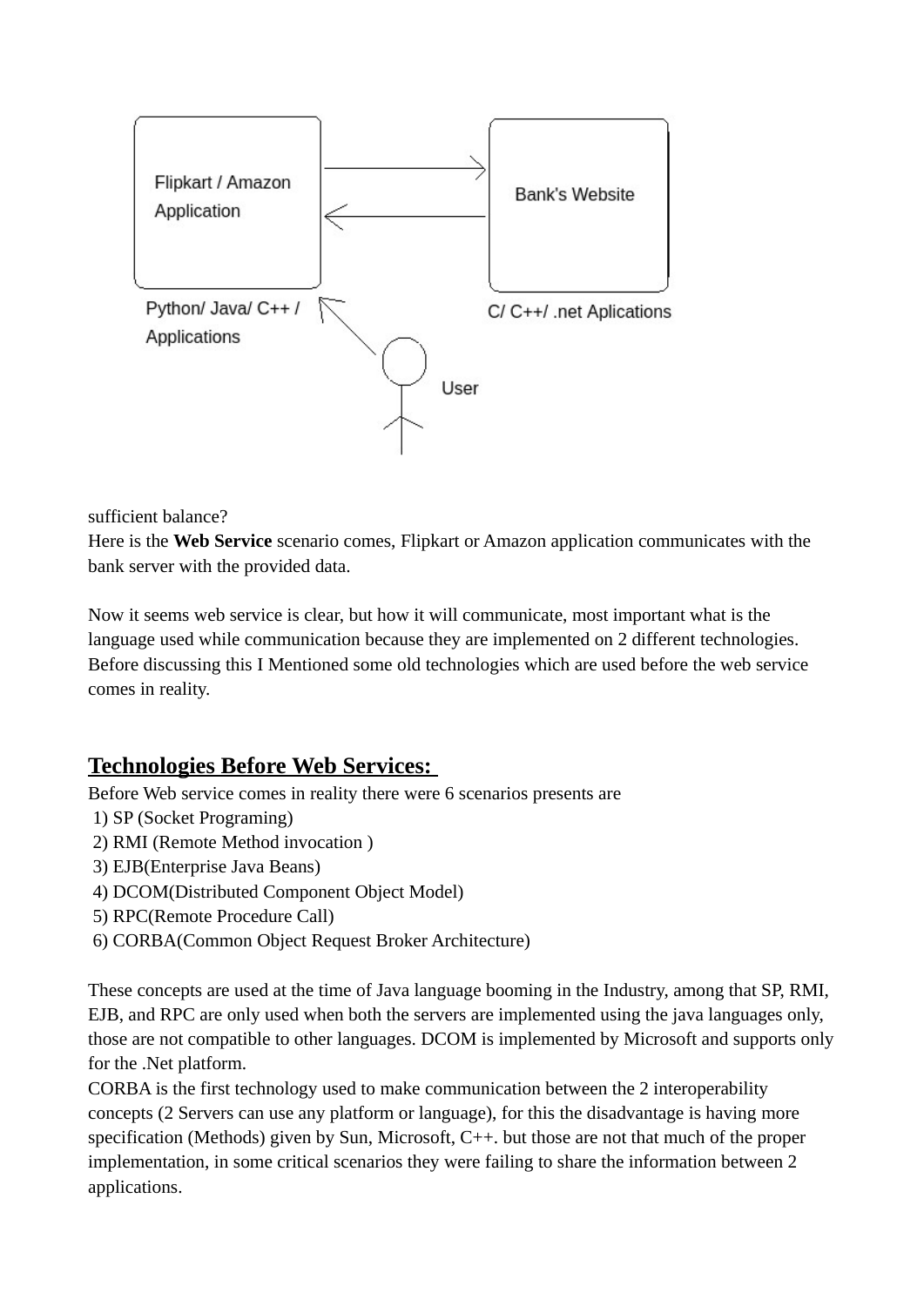Flipkart / Amazon Application

Bank's Website

Python/ Java/ C++ / Applications

C/ C++/ .net Aplications

User

sufficient balance?
Here is the **Web Service** scenario comes, Flipkart or Amazon application communicates with the bank server with the provided data.

Now it seems web service is clear, but how it will communicate, most important what is the language used while communication because they are implemented on 2 different technologies. Before discussing this I Mentioned some old technologies which are used before the web service comes in reality.

## Technologies Before Web Services:

Before Web service comes in reality there were 6 scenarios presents are
1) SP (Socket Programing)
2) RMI (Remote Method invocation )
3) EJB(Enterprise Java Beans)
4) DCOM(Distributed Component Object Model)
5) RPC(Remote Procedure Call)
6) CORBA(Common Object Request Broker Architecture)

These concepts are used at the time of Java language booming in the Industry, among that SP, RMI, EJB, and RPC are only used when both the servers are implemented using the java languages only, those are not compatible to other languages. DCOM is implemented by Microsoft and supports only for the .Net platform.
CORBA is the first technology used to make communication between the 2 interoperability concepts (2 Servers can use any platform or language), for this the disadvantage is having more specification (Methods) given by Sun, Microsoft, C++. but those are not that much of the proper implementation, in some critical scenarios they were failing to share the information between 2 applications.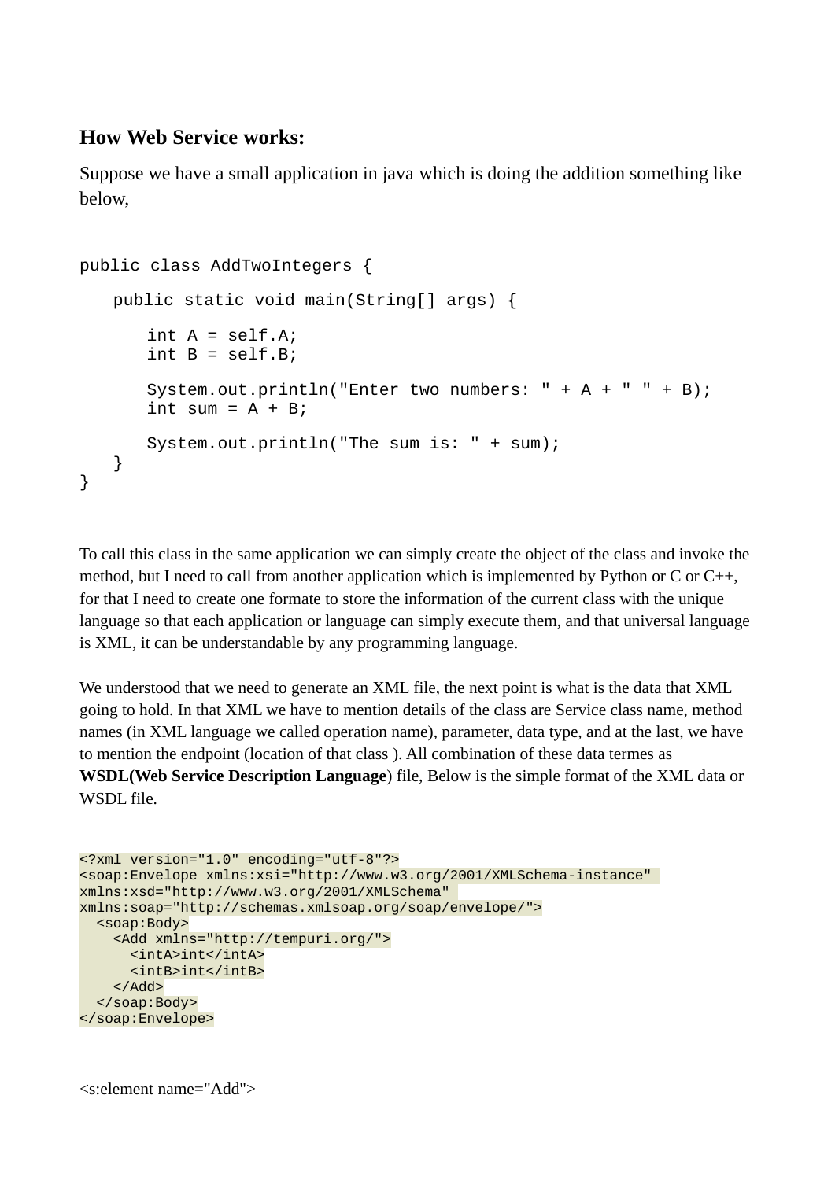## How Web Service works:

Suppose we have a small application in java which is doing the addition something like below,

```
public class AddTwoIntegers {

   public static void main(String[] args) {

      int A = self.A;
      int B = self.B;

      System.out.println("Enter two numbers: " + A + " " + B);
      int sum = A + B;

      System.out.println("The sum is: " + sum);
   }
}
```

To call this class in the same application we can simply create the object of the class and invoke the method, but I need to call from another application which is implemented by Python or C or C++, for that I need to create one formate to store the information of the current class with the unique language so that each application or language can simply execute them, and that universal language is XML, it can be understandable by any programming language.

We understood that we need to generate an XML file, the next point is what is the data that XML going to hold. In that XML we have to mention details of the class are Service class name, method names (in XML language we called operation name), parameter, data type, and at the last, we have to mention the endpoint (location of that class ). All combination of these data termes as **WSDL(Web Service Description Language**) file, Below is the simple format of the XML data or WSDL file.

```
<?xml version="1.0" encoding="utf-8"?>
<soap:Envelope xmlns:xsi="http://www.w3.org/2001/XMLSchema-instance" 
xmlns:xsd="http://www.w3.org/2001/XMLSchema" 
xmlns:soap="http://schemas.xmlsoap.org/soap/envelope/">
  <soap:Body>
    <Add xmlns="http://tempuri.org/">
      <intA>int</intA>
      <intB>int</intB>
    </Add>
  </soap:Body>
</soap:Envelope>
```

<s:element name="Add">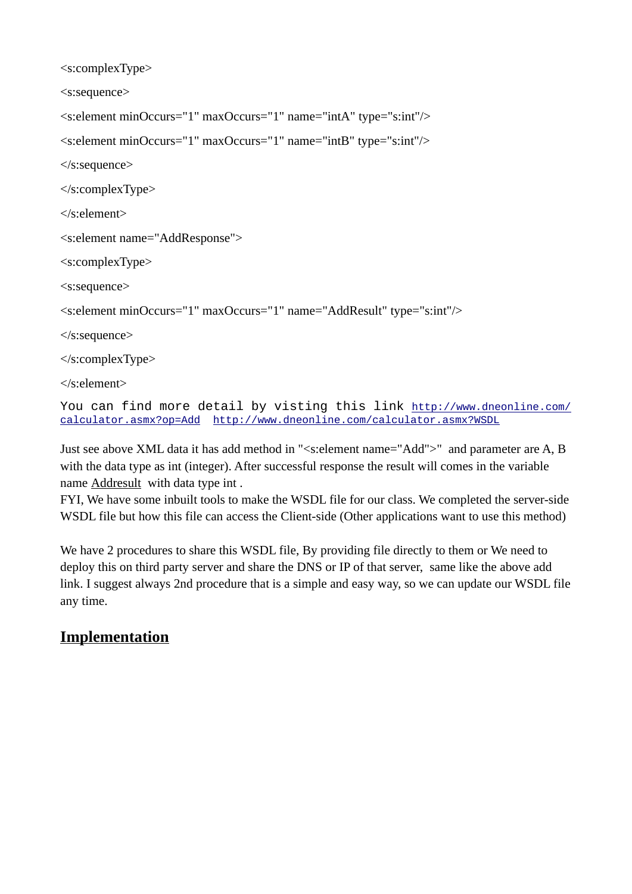<s:complexType>

<s:sequence>

<s:element minOccurs="1" maxOccurs="1" name="intA" type="s:int"/>

<s:element minOccurs="1" maxOccurs="1" name="intB" type="s:int"/>

</s:sequence>

</s:complexType>

</s:element>

<s:element name="AddResponse">

<s:complexType>

<s:sequence>

<s:element minOccurs="1" maxOccurs="1" name="AddResult" type="s:int"/>

</s:sequence>

</s:complexType>

</s:element>

You can find more detail by visting this link http://www.dneonline.com/calculator.asmx?op=Add  http://www.dneonline.com/calculator.asmx?WSDL

Just see above XML data it has add method in "<s:element name="Add">" and parameter are A, B with the data type as int (integer). After successful response the result will comes in the variable name Addresult with data type int .
FYI, We have some inbuilt tools to make the WSDL file for our class. We completed the server-side WSDL file but how this file can access the Client-side (Other applications want to use this method)

We have 2 procedures to share this WSDL file, By providing file directly to them or We need to deploy this on third party server and share the DNS or IP of that server, same like the above add link. I suggest always 2nd procedure that is a simple and easy way, so we can update our WSDL file any time.

## Implementation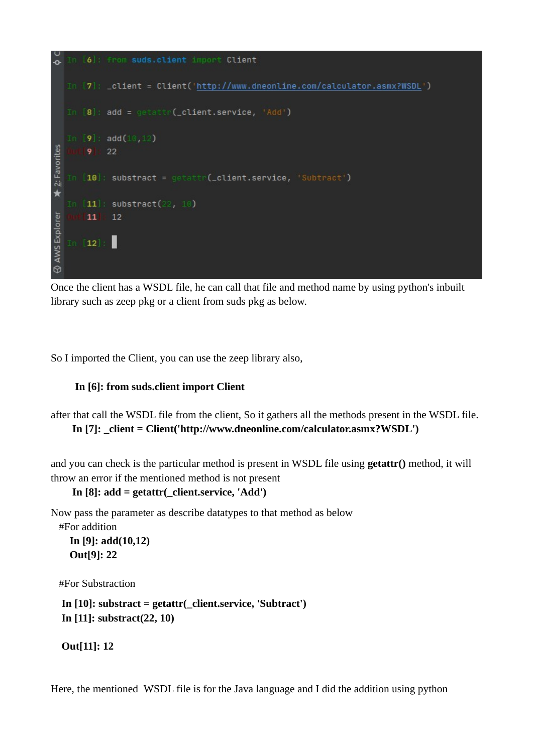```
In [6]: from suds.client import Client

In [7]: _client = Client('http://www.dneonline.com/calculator.asmx?WSDL')

In [8]: add = getattr(_client.service, 'Add')

In [9]: add(10,12)
Out[9]: 22

In [10]: substract = getattr(_client.service, 'Subtract')

In [11]: substract(22, 10)
Out[11]: 12

In [12]:
```

Once the client has a WSDL file, he can call that file and method name by using python's inbuilt library such as zeep pkg or a client from suds pkg as below.

So I imported the Client, you can use the zeep library also,

**In [6]: from suds.client import Client**

after that call the WSDL file from the client, So it gathers all the methods present in the WSDL file.

**In [7]: _client = Client('http://www.dneonline.com/calculator.asmx?WSDL')**

and you can check is the particular method is present in WSDL file using **getattr()** method, it will throw an error if the mentioned method is not present

**In [8]: add = getattr(_client.service, 'Add')**

Now pass the parameter as describe datatypes to that method as below

#For addition

**In [9]: add(10,12)**
**Out[9]: 22**

#For Substraction

**In [10]: substract = getattr(_client.service, 'Subtract')**
**In [11]: substract(22, 10)**

**Out[11]: 12**

Here, the mentioned WSDL file is for the Java language and I did the addition using python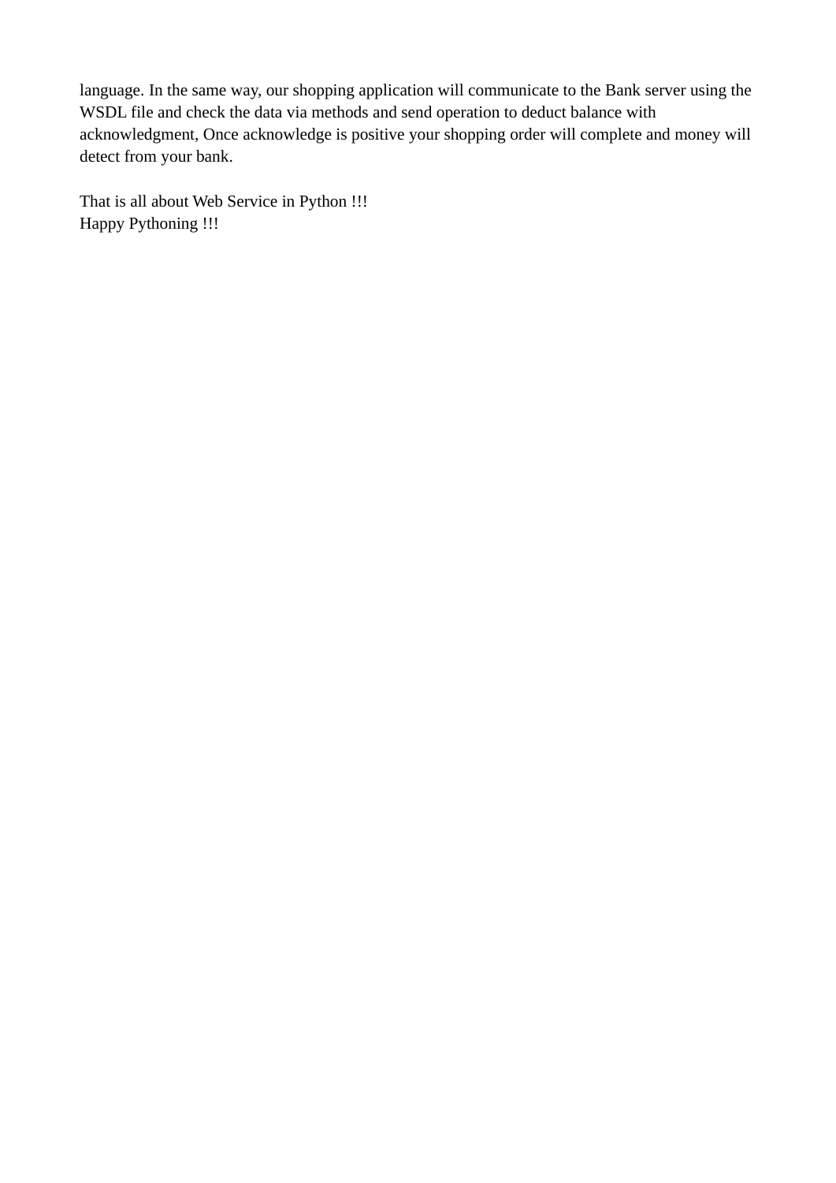language. In the same way, our shopping application will communicate to the Bank server using the WSDL file and check the data via methods and send operation to deduct balance with acknowledgment, Once acknowledge is positive your shopping order will complete and money will detect from your bank.

That is all about Web Service in Python !!!
Happy Pythoning !!!